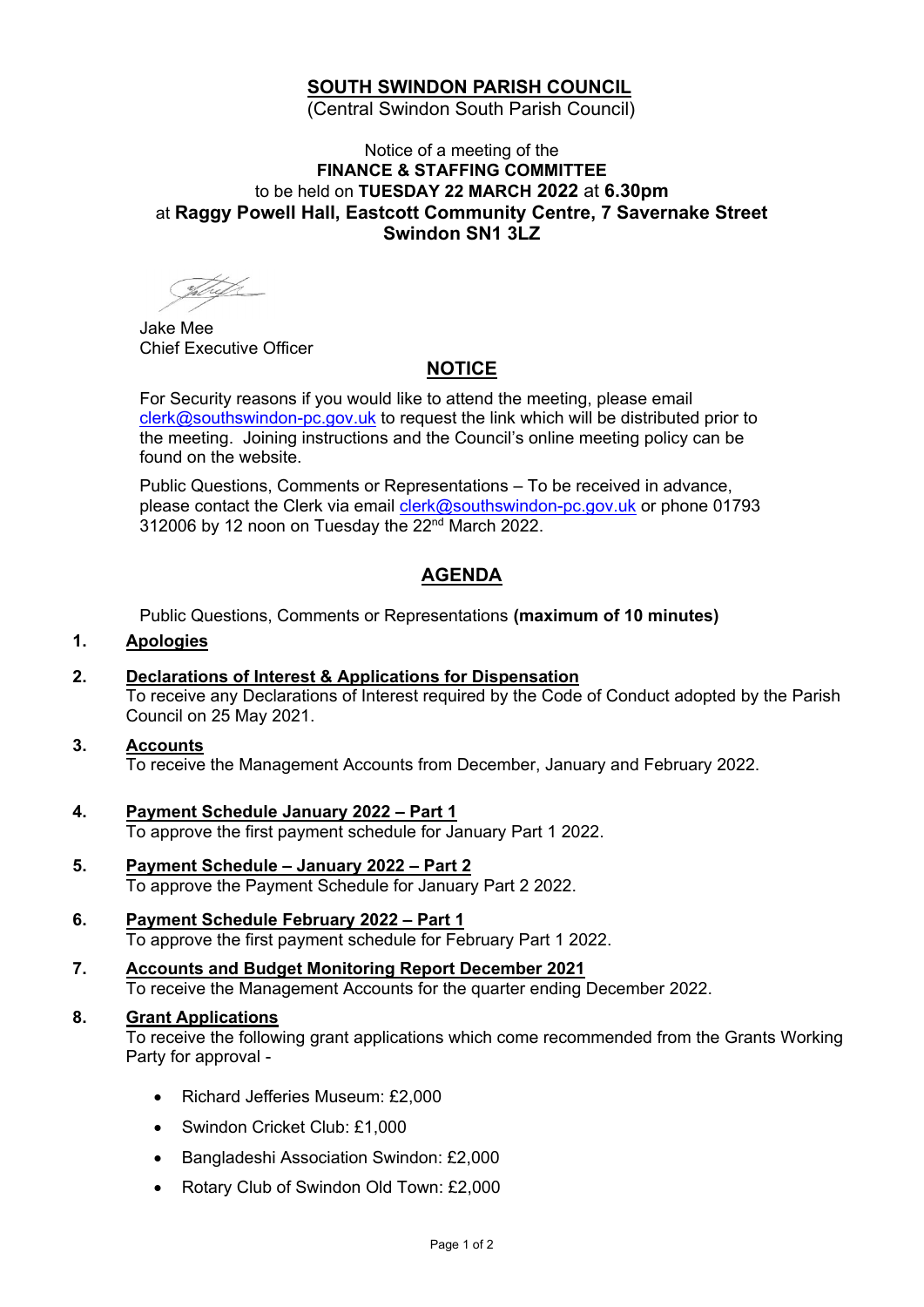# SOUTH SWINDON PARISH COUNCIL

(Central Swindon South Parish Council)

Notice of a meeting of the
**FINANCE & STAFFING COMMITTEE**
to be held on **TUESDAY 22 MARCH 2022** at **6.30pm**
at **Raggy Powell Hall, Eastcott Community Centre, 7 Savernake Street Swindon SN1 3LZ**

Jake Mee
Chief Executive Officer

## NOTICE

For Security reasons if you would like to attend the meeting, please email clerk@southswindon-pc.gov.uk to request the link which will be distributed prior to the meeting. Joining instructions and the Council's online meeting policy can be found on the website.

Public Questions, Comments or Representations – To be received in advance, please contact the Clerk via email clerk@southswindon-pc.gov.uk or phone 01793 312006 by 12 noon on Tuesday the 22nd March 2022.

## AGENDA

Public Questions, Comments or Representations **(maximum of 10 minutes)**

1. **Apologies**

2. **Declarations of Interest & Applications for Dispensation**
   To receive any Declarations of Interest required by the Code of Conduct adopted by the Parish Council on 25 May 2021.

3. **Accounts**
   To receive the Management Accounts from December, January and February 2022.

4. **Payment Schedule January 2022 – Part 1**
   To approve the first payment schedule for January Part 1 2022.

5. **Payment Schedule – January 2022 – Part 2**
   To approve the Payment Schedule for January Part 2 2022.

6. **Payment Schedule February 2022 – Part 1**
   To approve the first payment schedule for February Part 1 2022.

7. **Accounts and Budget Monitoring Report December 2021**
   To receive the Management Accounts for the quarter ending December 2022.

8. **Grant Applications**
   To receive the following grant applications which come recommended from the Grants Working Party for approval -

   - Richard Jefferies Museum: £2,000
   - Swindon Cricket Club: £1,000
   - Bangladeshi Association Swindon: £2,000
   - Rotary Club of Swindon Old Town: £2,000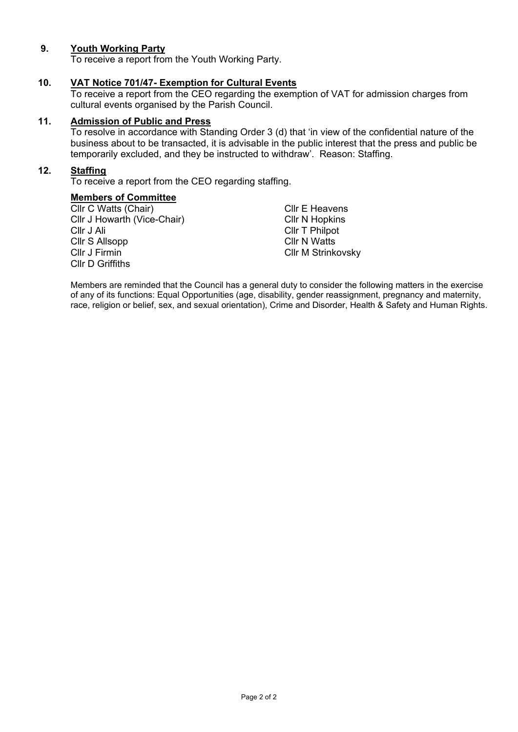**9. Youth Working Party**

To receive a report from the Youth Working Party.

**10. VAT Notice 701/47- Exemption for Cultural Events**

To receive a report from the CEO regarding the exemption of VAT for admission charges from cultural events organised by the Parish Council.

**11. Admission of Public and Press**

To resolve in accordance with Standing Order 3 (d) that 'in view of the confidential nature of the business about to be transacted, it is advisable in the public interest that the press and public be temporarily excluded, and they be instructed to withdraw'. Reason: Staffing.

**12. Staffing**

To receive a report from the CEO regarding staffing.

**Members of Committee**

Cllr C Watts (Chair)
Cllr J Howarth (Vice-Chair)
Cllr J Ali
Cllr S Allsopp
Cllr J Firmin
Cllr D Griffiths
Cllr E Heavens
Cllr N Hopkins
Cllr T Philpot
Cllr N Watts
Cllr M Strinkovsky

Members are reminded that the Council has a general duty to consider the following matters in the exercise of any of its functions: Equal Opportunities (age, disability, gender reassignment, pregnancy and maternity, race, religion or belief, sex, and sexual orientation), Crime and Disorder, Health & Safety and Human Rights.